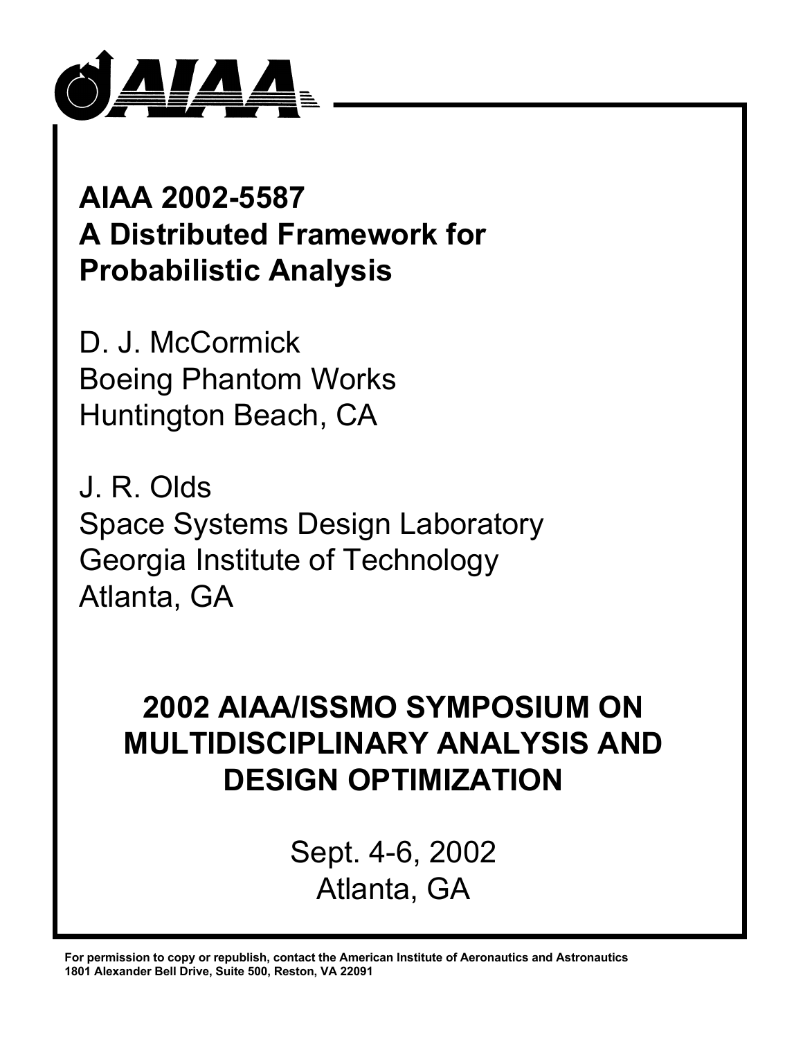AIAA

# AIAA 2002-5587
# A Distributed Framework for Probabilistic Analysis

D. J. McCormick
Boeing Phantom Works
Huntington Beach, CA

J. R. Olds
Space Systems Design Laboratory
Georgia Institute of Technology
Atlanta, GA

## 2002 AIAA/ISSMO SYMPOSIUM ON MULTIDISCIPLINARY ANALYSIS AND DESIGN OPTIMIZATION

Sept. 4-6, 2002
Atlanta, GA

**For permission to copy or republish, contact the American Institute of Aeronautics and Astronautics 1801 Alexander Bell Drive, Suite 500, Reston, VA 22091**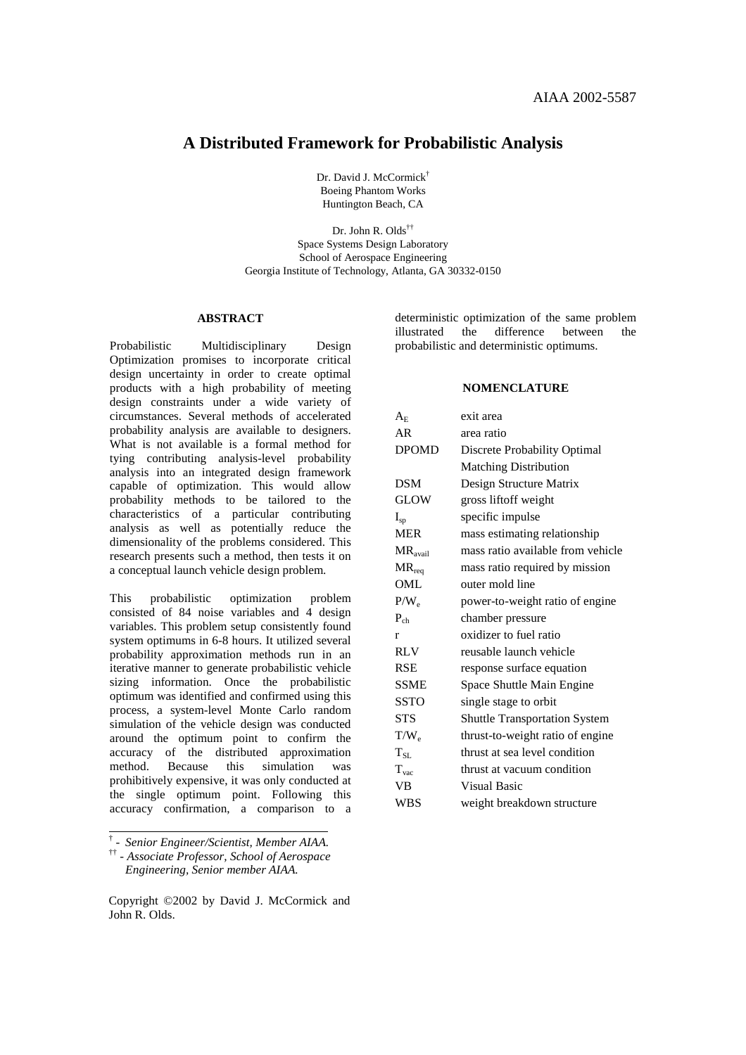AIAA 2002-5587

# A Distributed Framework for Probabilistic Analysis

Dr. David J. McCormick[†]
Boeing Phantom Works
Huntington Beach, CA

Dr. John R. Olds[††]
Space Systems Design Laboratory
School of Aerospace Engineering
Georgia Institute of Technology, Atlanta, GA 30332-0150

## ABSTRACT

Probabilistic Multidisciplinary Design Optimization promises to incorporate critical design uncertainty in order to create optimal products with a high probability of meeting design constraints under a wide variety of circumstances. Several methods of accelerated probability analysis are available to designers. What is not available is a formal method for tying contributing analysis-level probability analysis into an integrated design framework capable of optimization. This would allow probability methods to be tailored to the characteristics of a particular contributing analysis as well as potentially reduce the dimensionality of the problems considered. This research presents such a method, then tests it on a conceptual launch vehicle design problem.

This probabilistic optimization problem consisted of 84 noise variables and 4 design variables. This problem setup consistently found system optimums in 6-8 hours. It utilized several probability approximation methods run in an iterative manner to generate probabilistic vehicle sizing information. Once the probabilistic optimum was identified and confirmed using this process, a system-level Monte Carlo random simulation of the vehicle design was conducted around the optimum point to confirm the accuracy of the distributed approximation method. Because this simulation was prohibitively expensive, it was only conducted at the single optimum point. Following this accuracy confirmation, a comparison to a deterministic optimization of the same problem illustrated the difference between the probabilistic and deterministic optimums.

[†] - *Senior Engineer/Scientist, Member AIAA.*
[††] - *Associate Professor, School of Aerospace Engineering, Senior member AIAA.*

Copyright ©2002 by David J. McCormick and John R. Olds.

## NOMENCLATURE

| | |
|---|---|
| $A_E$ | exit area |
| AR | area ratio |
| DPOMD | Discrete Probability Optimal Matching Distribution |
| DSM | Design Structure Matrix |
| GLOW | gross liftoff weight |
| $I_{sp}$ | specific impulse |
| MER | mass estimating relationship |
| $MR_{avail}$ | mass ratio available from vehicle |
| $MR_{req}$ | mass ratio required by mission |
| OML | outer mold line |
| $P/W_e$ | power-to-weight ratio of engine |
| $P_{ch}$ | chamber pressure |
| r | oxidizer to fuel ratio |
| RLV | reusable launch vehicle |
| RSE | response surface equation |
| SSME | Space Shuttle Main Engine |
| SSTO | single stage to orbit |
| STS | Shuttle Transportation System |
| $T/W_e$ | thrust-to-weight ratio of engine |
| $T_{SL}$ | thrust at sea level condition |
| $T_{vac}$ | thrust at vacuum condition |
| VB | Visual Basic |
| WBS | weight breakdown structure |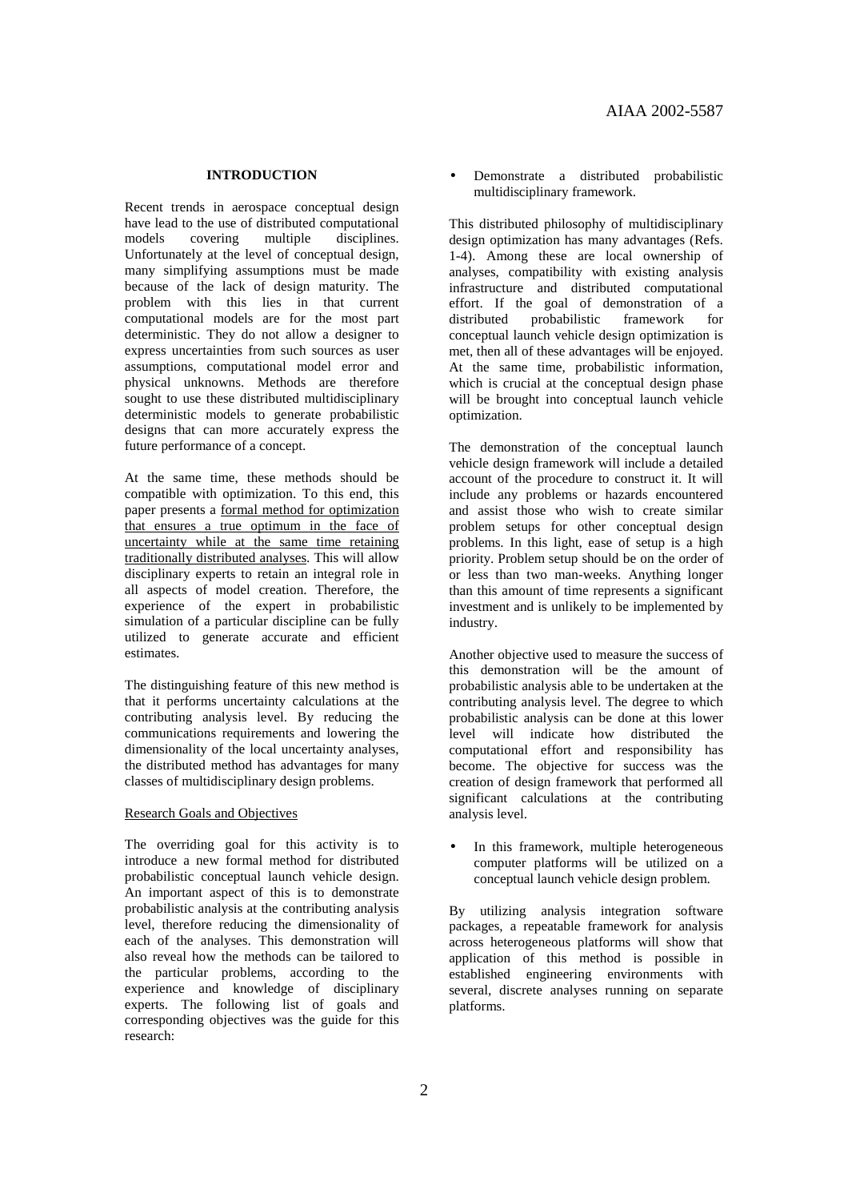## INTRODUCTION

Recent trends in aerospace conceptual design have lead to the use of distributed computational models covering multiple disciplines. Unfortunately at the level of conceptual design, many simplifying assumptions must be made because of the lack of design maturity. The problem with this lies in that current computational models are for the most part deterministic. They do not allow a designer to express uncertainties from such sources as user assumptions, computational model error and physical unknowns. Methods are therefore sought to use these distributed multidisciplinary deterministic models to generate probabilistic designs that can more accurately express the future performance of a concept.

At the same time, these methods should be compatible with optimization. To this end, this paper presents a <u>formal method for optimization that ensures a true optimum in the face of uncertainty while at the same time retaining traditionally distributed analyses</u>. This will allow disciplinary experts to retain an integral role in all aspects of model creation. Therefore, the experience of the expert in probabilistic simulation of a particular discipline can be fully utilized to generate accurate and efficient estimates.

The distinguishing feature of this new method is that it performs uncertainty calculations at the contributing analysis level. By reducing the communications requirements and lowering the dimensionality of the local uncertainty analyses, the distributed method has advantages for many classes of multidisciplinary design problems.

### Research Goals and Objectives

The overriding goal for this activity is to introduce a new formal method for distributed probabilistic conceptual launch vehicle design. An important aspect of this is to demonstrate probabilistic analysis at the contributing analysis level, therefore reducing the dimensionality of each of the analyses. This demonstration will also reveal how the methods can be tailored to the particular problems, according to the experience and knowledge of disciplinary experts. The following list of goals and corresponding objectives was the guide for this research:

- Demonstrate a distributed probabilistic multidisciplinary framework.

This distributed philosophy of multidisciplinary design optimization has many advantages (Refs. 1-4). Among these are local ownership of analyses, compatibility with existing analysis infrastructure and distributed computational effort. If the goal of demonstration of a distributed probabilistic framework for conceptual launch vehicle design optimization is met, then all of these advantages will be enjoyed. At the same time, probabilistic information, which is crucial at the conceptual design phase will be brought into conceptual launch vehicle optimization.

The demonstration of the conceptual launch vehicle design framework will include a detailed account of the procedure to construct it. It will include any problems or hazards encountered and assist those who wish to create similar problem setups for other conceptual design problems. In this light, ease of setup is a high priority. Problem setup should be on the order of or less than two man-weeks. Anything longer than this amount of time represents a significant investment and is unlikely to be implemented by industry.

Another objective used to measure the success of this demonstration will be the amount of probabilistic analysis able to be undertaken at the contributing analysis level. The degree to which probabilistic analysis can be done at this lower level will indicate how distributed the computational effort and responsibility has become. The objective for success was the creation of design framework that performed all significant calculations at the contributing analysis level.

- In this framework, multiple heterogeneous computer platforms will be utilized on a conceptual launch vehicle design problem.

By utilizing analysis integration software packages, a repeatable framework for analysis across heterogeneous platforms will show that application of this method is possible in established engineering environments with several, discrete analyses running on separate platforms.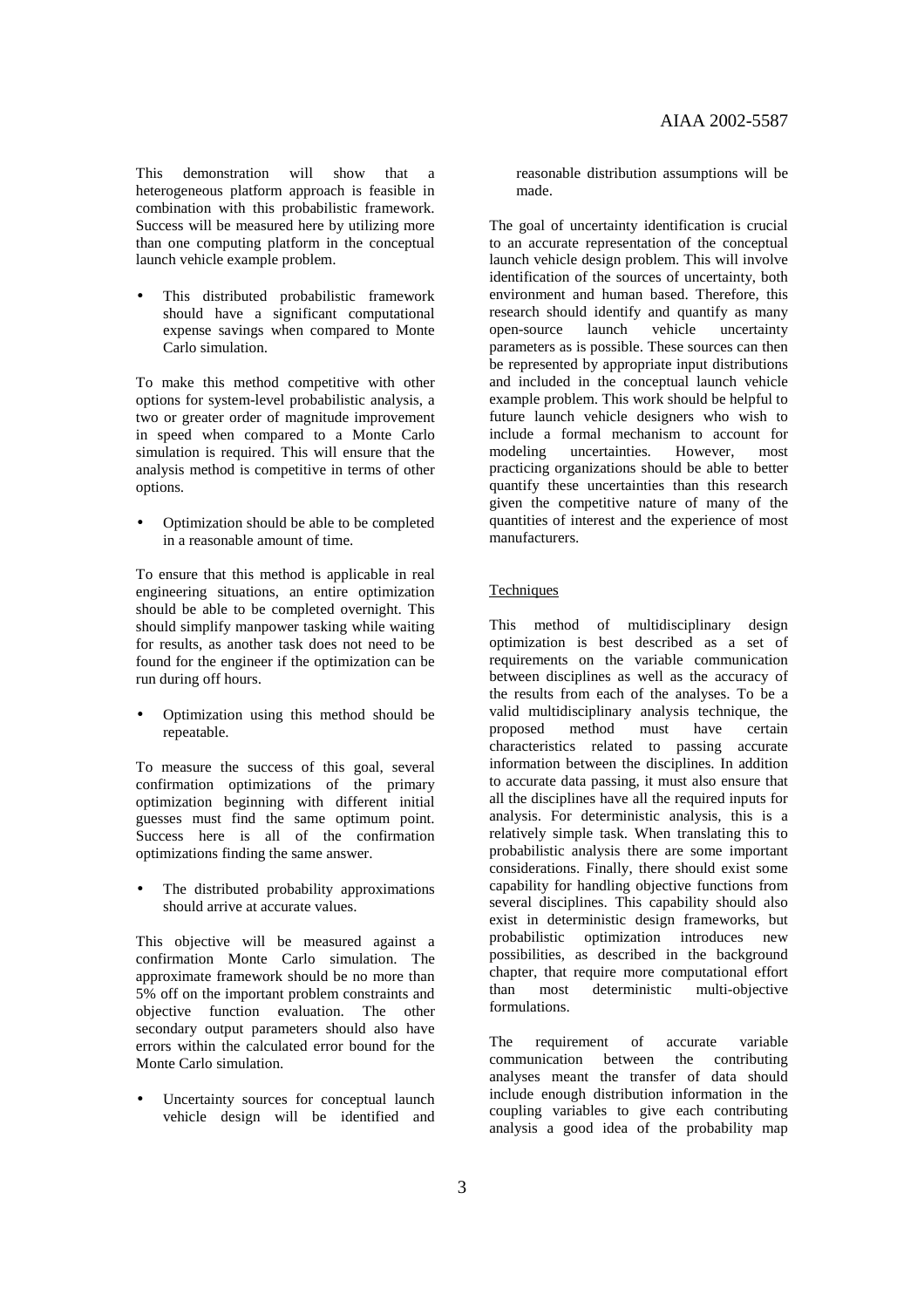This demonstration will show that a heterogeneous platform approach is feasible in combination with this probabilistic framework. Success will be measured here by utilizing more than one computing platform in the conceptual launch vehicle example problem.

- This distributed probabilistic framework should have a significant computational expense savings when compared to Monte Carlo simulation.

To make this method competitive with other options for system-level probabilistic analysis, a two or greater order of magnitude improvement in speed when compared to a Monte Carlo simulation is required. This will ensure that the analysis method is competitive in terms of other options.

- Optimization should be able to be completed in a reasonable amount of time.

To ensure that this method is applicable in real engineering situations, an entire optimization should be able to be completed overnight. This should simplify manpower tasking while waiting for results, as another task does not need to be found for the engineer if the optimization can be run during off hours.

- Optimization using this method should be repeatable.

To measure the success of this goal, several confirmation optimizations of the primary optimization beginning with different initial guesses must find the same optimum point. Success here is all of the confirmation optimizations finding the same answer.

- The distributed probability approximations should arrive at accurate values.

This objective will be measured against a confirmation Monte Carlo simulation. The approximate framework should be no more than 5% off on the important problem constraints and objective function evaluation. The other secondary output parameters should also have errors within the calculated error bound for the Monte Carlo simulation.

- Uncertainty sources for conceptual launch vehicle design will be identified and reasonable distribution assumptions will be made.

The goal of uncertainty identification is crucial to an accurate representation of the conceptual launch vehicle design problem. This will involve identification of the sources of uncertainty, both environment and human based. Therefore, this research should identify and quantify as many open-source launch vehicle uncertainty parameters as is possible. These sources can then be represented by appropriate input distributions and included in the conceptual launch vehicle example problem. This work should be helpful to future launch vehicle designers who wish to include a formal mechanism to account for modeling uncertainties. However, most practicing organizations should be able to better quantify these uncertainties than this research given the competitive nature of many of the quantities of interest and the experience of most manufacturers.

### Techniques

This method of multidisciplinary design optimization is best described as a set of requirements on the variable communication between disciplines as well as the accuracy of the results from each of the analyses. To be a valid multidisciplinary analysis technique, the proposed method must have certain characteristics related to passing accurate information between the disciplines. In addition to accurate data passing, it must also ensure that all the disciplines have all the required inputs for analysis. For deterministic analysis, this is a relatively simple task. When translating this to probabilistic analysis there are some important considerations. Finally, there should exist some capability for handling objective functions from several disciplines. This capability should also exist in deterministic design frameworks, but probabilistic optimization introduces new possibilities, as described in the background chapter, that require more computational effort than most deterministic multi-objective formulations.

The requirement of accurate variable communication between the contributing analyses meant the transfer of data should include enough distribution information in the coupling variables to give each contributing analysis a good idea of the probability map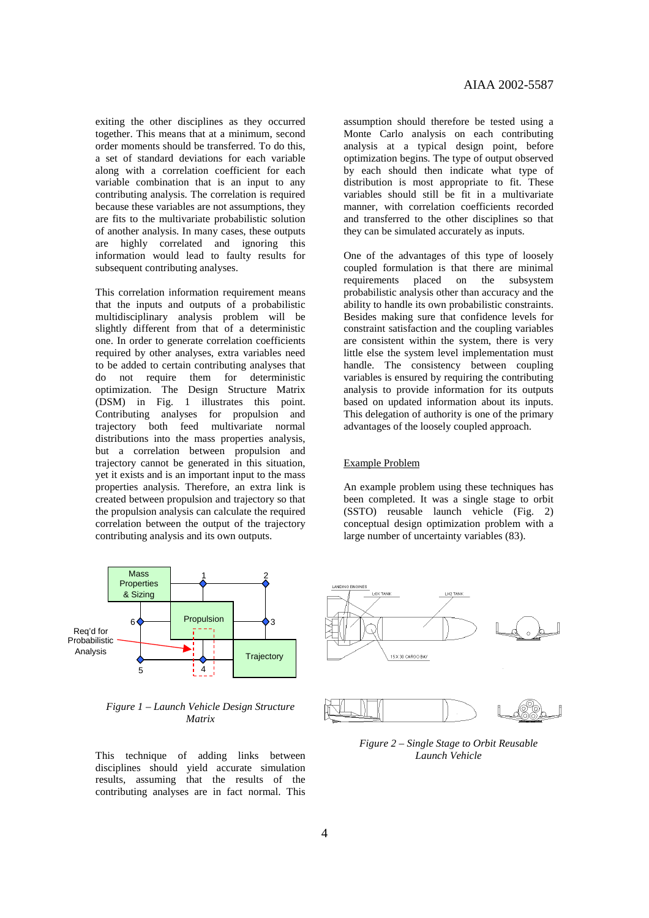exiting the other disciplines as they occurred together. This means that at a minimum, second order moments should be transferred. To do this, a set of standard deviations for each variable along with a correlation coefficient for each variable combination that is an input to any contributing analysis. The correlation is required because these variables are not assumptions, they are fits to the multivariate probabilistic solution of another analysis. In many cases, these outputs are highly correlated and ignoring this information would lead to faulty results for subsequent contributing analyses.

This correlation information requirement means that the inputs and outputs of a probabilistic multidisciplinary analysis problem will be slightly different from that of a deterministic one. In order to generate correlation coefficients required by other analyses, extra variables need to be added to certain contributing analyses that do not require them for deterministic optimization. The Design Structure Matrix (DSM) in Fig. 1 illustrates this point. Contributing analyses for propulsion and trajectory both feed multivariate normal distributions into the mass properties analysis, but a correlation between propulsion and trajectory cannot be generated in this situation, yet it exists and is an important input to the mass properties analysis. Therefore, an extra link is created between propulsion and trajectory so that the propulsion analysis can calculate the required correlation between the output of the trajectory contributing analysis and its own outputs.

Mass Properties & Sizing
Propulsion
Trajectory
Req'd for Probabilistic Analysis
1
2
3
4
5
6

*Figure 1 – Launch Vehicle Design Structure Matrix*

This technique of adding links between disciplines should yield accurate simulation results, assuming that the results of the contributing analyses are in fact normal. This assumption should therefore be tested using a Monte Carlo analysis on each contributing analysis at a typical design point, before optimization begins. The type of output observed by each should then indicate what type of distribution is most appropriate to fit. These variables should still be fit in a multivariate manner, with correlation coefficients recorded and transferred to the other disciplines so that they can be simulated accurately as inputs.

One of the advantages of this type of loosely coupled formulation is that there are minimal requirements placed on the subsystem probabilistic analysis other than accuracy and the ability to handle its own probabilistic constraints. Besides making sure that confidence levels for constraint satisfaction and the coupling variables are consistent within the system, there is very little else the system level implementation must handle. The consistency between coupling variables is ensured by requiring the contributing analysis to provide information for its outputs based on updated information about its inputs. This delegation of authority is one of the primary advantages of the loosely coupled approach.

## Example Problem

An example problem using these techniques has been completed. It was a single stage to orbit (SSTO) reusable launch vehicle (Fig. 2) conceptual design optimization problem with a large number of uncertainty variables (83).

LANDING ENGINES
LOX TANK
LH2 TANK
15X 30 CARGO BAY

*Figure 2 – Single Stage to Orbit Reusable Launch Vehicle*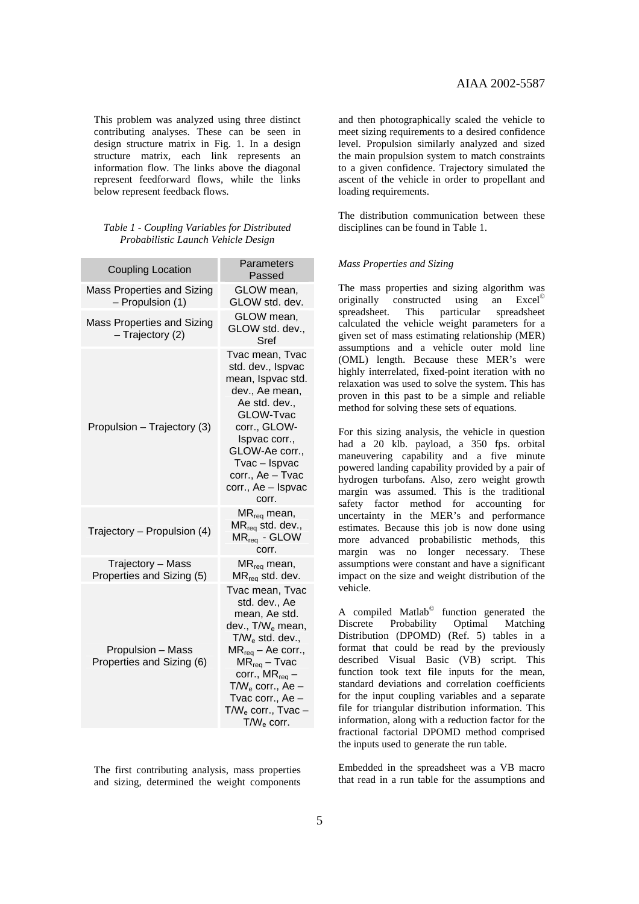This problem was analyzed using three distinct contributing analyses. These can be seen in design structure matrix in Fig. 1. In a design structure matrix, each link represents an information flow. The links above the diagonal represent feedforward flows, while the links below represent feedback flows.

*Table 1 - Coupling Variables for Distributed Probabilistic Launch Vehicle Design*

| Coupling Location | Parameters Passed |
|---|---|
| Mass Properties and Sizing – Propulsion (1) | GLOW mean, GLOW std. dev. |
| Mass Properties and Sizing – Trajectory (2) | GLOW mean, GLOW std. dev., Sref |
| Propulsion – Trajectory (3) | Tvac mean, Tvac std. dev., Ispvac mean, Ispvac std. dev., Ae mean, Ae std. dev., GLOW-Tvac corr., GLOW-Ispvac corr., GLOW-Ae corr., Tvac – Ispvac corr., Ae – Tvac corr., Ae – Ispvac corr. |
| Trajectory – Propulsion (4) | $MR_{req}$ mean, $MR_{req}$ std. dev., $MR_{req}$ - GLOW corr. |
| Trajectory – Mass Properties and Sizing (5) | $MR_{req}$ mean, $MR_{req}$ std. dev. |
| Propulsion – Mass Properties and Sizing (6) | Tvac mean, Tvac std. dev., Ae mean, Ae std. dev., $T/W_e$ mean, $T/W_e$ std. dev., $MR_{req}$ – Ae corr., $MR_{req}$ – Tvac corr., $MR_{req}$ – $T/W_e$ corr., Ae – Tvac corr., Ae – $T/W_e$ corr., Tvac – $T/W_e$ corr. |

The first contributing analysis, mass properties and sizing, determined the weight components and then photographically scaled the vehicle to meet sizing requirements to a desired confidence level. Propulsion similarly analyzed and sized the main propulsion system to match constraints to a given confidence. Trajectory simulated the ascent of the vehicle in order to propellant and loading requirements.

The distribution communication between these disciplines can be found in Table 1.

*Mass Properties and Sizing*

The mass properties and sizing algorithm was originally constructed using an Excel© spreadsheet. This particular spreadsheet calculated the vehicle weight parameters for a given set of mass estimating relationship (MER) assumptions and a vehicle outer mold line (OML) length. Because these MER's were highly interrelated, fixed-point iteration with no relaxation was used to solve the system. This has proven in this past to be a simple and reliable method for solving these sets of equations.

For this sizing analysis, the vehicle in question had a 20 klb. payload, a 350 fps. orbital maneuvering capability and a five minute powered landing capability provided by a pair of hydrogen turbofans. Also, zero weight growth margin was assumed. This is the traditional safety factor method for accounting for uncertainty in the MER's and performance estimates. Because this job is now done using more advanced probabilistic methods, this margin was no longer necessary. These assumptions were constant and have a significant impact on the size and weight distribution of the vehicle.

A compiled Matlab© function generated the Discrete Probability Optimal Matching Distribution (DPOMD) (Ref. 5) tables in a format that could be read by the previously described Visual Basic (VB) script. This function took text file inputs for the mean, standard deviations and correlation coefficients for the input coupling variables and a separate file for triangular distribution information. This information, along with a reduction factor for the fractional factorial DPOMD method comprised the inputs used to generate the run table.

Embedded in the spreadsheet was a VB macro that read in a run table for the assumptions and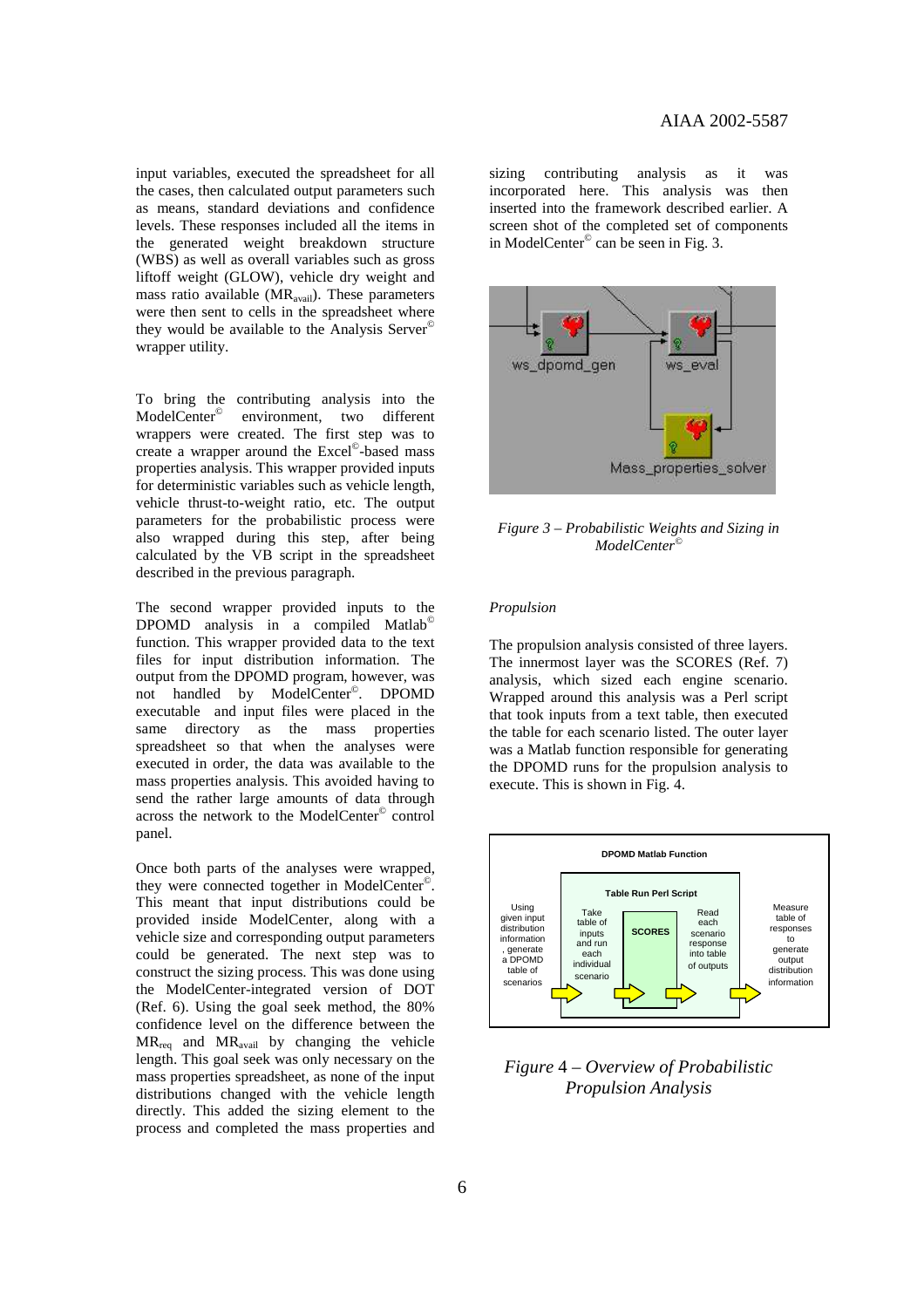input variables, executed the spreadsheet for all the cases, then calculated output parameters such as means, standard deviations and confidence levels. These responses included all the items in the generated weight breakdown structure (WBS) as well as overall variables such as gross liftoff weight (GLOW), vehicle dry weight and mass ratio available ($MR_{avail}$). These parameters were then sent to cells in the spreadsheet where they would be available to the Analysis Server© wrapper utility.

To bring the contributing analysis into the ModelCenter© environment, two different wrappers were created. The first step was to create a wrapper around the Excel©-based mass properties analysis. This wrapper provided inputs for deterministic variables such as vehicle length, vehicle thrust-to-weight ratio, etc. The output parameters for the probabilistic process were also wrapped during this step, after being calculated by the VB script in the spreadsheet described in the previous paragraph.

The second wrapper provided inputs to the DPOMD analysis in a compiled Matlab© function. This wrapper provided data to the text files for input distribution information. The output from the DPOMD program, however, was not handled by ModelCenter©. DPOMD executable and input files were placed in the same directory as the mass properties spreadsheet so that when the analyses were executed in order, the data was available to the mass properties analysis. This avoided having to send the rather large amounts of data through across the network to the ModelCenter© control panel.

Once both parts of the analyses were wrapped, they were connected together in ModelCenter©. This meant that input distributions could be provided inside ModelCenter, along with a vehicle size and corresponding output parameters could be generated. The next step was to construct the sizing process. This was done using the ModelCenter-integrated version of DOT (Ref. 6). Using the goal seek method, the 80% confidence level on the difference between the $MR_{req}$ and $MR_{avail}$ by changing the vehicle length. This goal seek was only necessary on the mass properties spreadsheet, as none of the input distributions changed with the vehicle length directly. This added the sizing element to the process and completed the mass properties and sizing contributing analysis as it was incorporated here. This analysis was then inserted into the framework described earlier. A screen shot of the completed set of components in ModelCenter© can be seen in Fig. 3.

*Figure 3 – Probabilistic Weights and Sizing in ModelCenter©*

*Propulsion*

The propulsion analysis consisted of three layers. The innermost layer was the SCORES (Ref. 7) analysis, which sized each engine scenario. Wrapped around this analysis was a Perl script that took inputs from a text table, then executed the table for each scenario listed. The outer layer was a Matlab function responsible for generating the DPOMD runs for the propulsion analysis to execute. This is shown in Fig. 4.

*Figure 4 – Overview of Probabilistic Propulsion Analysis*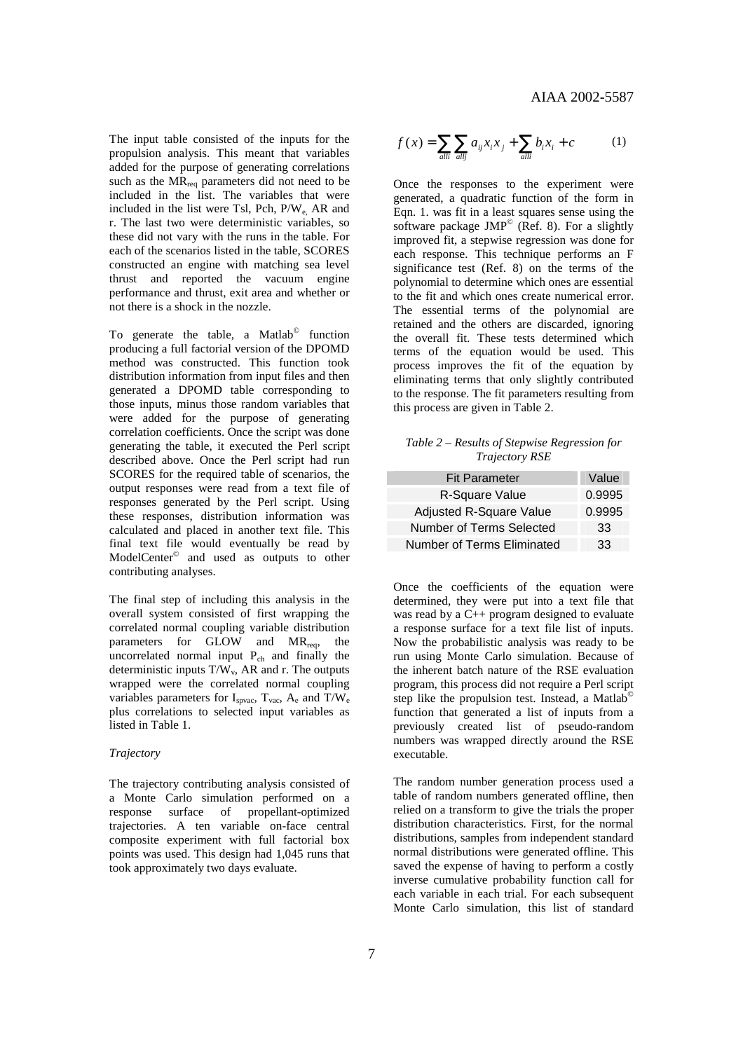The input table consisted of the inputs for the propulsion analysis. This meant that variables added for the purpose of generating correlations such as the $MR_{req}$ parameters did not need to be included in the list. The variables that were included in the list were Tsl, Pch, $P/W_e$, AR and r. The last two were deterministic variables, so these did not vary with the runs in the table. For each of the scenarios listed in the table, SCORES constructed an engine with matching sea level thrust and reported the vacuum engine performance and thrust, exit area and whether or not there is a shock in the nozzle.

To generate the table, a Matlab© function producing a full factorial version of the DPOMD method was constructed. This function took distribution information from input files and then generated a DPOMD table corresponding to those inputs, minus those random variables that were added for the purpose of generating correlation coefficients. Once the script was done generating the table, it executed the Perl script described above. Once the Perl script had run SCORES for the required table of scenarios, the output responses were read from a text file of responses generated by the Perl script. Using these responses, distribution information was calculated and placed in another text file. This final text file would eventually be read by ModelCenter© and used as outputs to other contributing analyses.

The final step of including this analysis in the overall system consisted of first wrapping the correlated normal coupling variable distribution parameters for GLOW and $MR_{req}$, the uncorrelated normal input $P_{ch}$ and finally the deterministic inputs $T/W_v$, AR and r. The outputs wrapped were the correlated normal coupling variables parameters for $I_{spvac}$, $T_{vac}$, $A_e$ and $T/W_e$ plus correlations to selected input variables as listed in Table 1.

*Trajectory*

The trajectory contributing analysis consisted of a Monte Carlo simulation performed on a response surface of propellant-optimized trajectories. A ten variable on-face central composite experiment with full factorial box points was used. This design had 1,045 runs that took approximately two days evaluate.

$$f(x) = \sum_{all\,i} \sum_{all\,j} a_{ij} x_i x_j + \sum_{all\,i} b_i x_i + c \qquad (1)$$

Once the responses to the experiment were generated, a quadratic function of the form in Eqn. 1. was fit in a least squares sense using the software package JMP© (Ref. 8). For a slightly improved fit, a stepwise regression was done for each response. This technique performs an F significance test (Ref. 8) on the terms of the polynomial to determine which ones are essential to the fit and which ones create numerical error. The essential terms of the polynomial are retained and the others are discarded, ignoring the overall fit. These tests determined which terms of the equation would be used. This process improves the fit of the equation by eliminating terms that only slightly contributed to the response. The fit parameters resulting from this process are given in Table 2.

*Table 2 – Results of Stepwise Regression for Trajectory RSE*

| Fit Parameter | Value |
|---|---|
| R-Square Value | 0.9995 |
| Adjusted R-Square Value | 0.9995 |
| Number of Terms Selected | 33 |
| Number of Terms Eliminated | 33 |

Once the coefficients of the equation were determined, they were put into a text file that was read by a C++ program designed to evaluate a response surface for a text file list of inputs. Now the probabilistic analysis was ready to be run using Monte Carlo simulation. Because of the inherent batch nature of the RSE evaluation program, this process did not require a Perl script step like the propulsion test. Instead, a Matlab© function that generated a list of inputs from a previously created list of pseudo-random numbers was wrapped directly around the RSE executable.

The random number generation process used a table of random numbers generated offline, then relied on a transform to give the trials the proper distribution characteristics. First, for the normal distributions, samples from independent standard normal distributions were generated offline. This saved the expense of having to perform a costly inverse cumulative probability function call for each variable in each trial. For each subsequent Monte Carlo simulation, this list of standard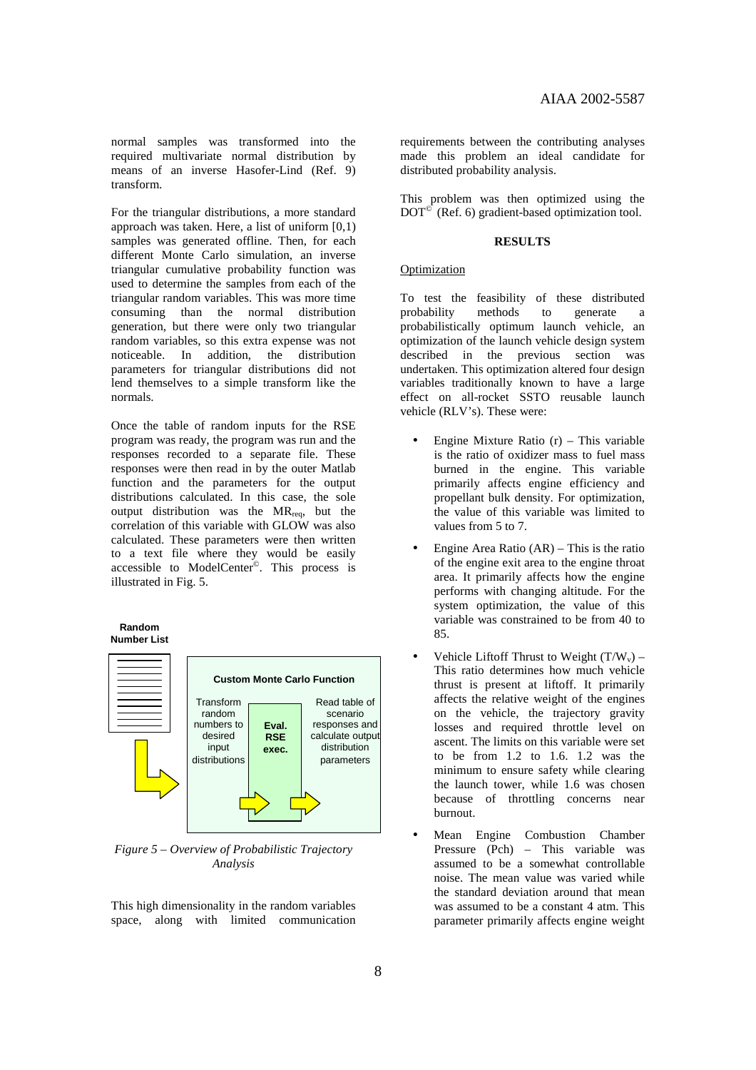normal samples was transformed into the required multivariate normal distribution by means of an inverse Hasofer-Lind (Ref. 9) transform.

For the triangular distributions, a more standard approach was taken. Here, a list of uniform [0,1) samples was generated offline. Then, for each different Monte Carlo simulation, an inverse triangular cumulative probability function was used to determine the samples from each of the triangular random variables. This was more time consuming than the normal distribution generation, but there were only two triangular random variables, so this extra expense was not noticeable. In addition, the distribution parameters for triangular distributions did not lend themselves to a simple transform like the normals.

Once the table of random inputs for the RSE program was ready, the program was run and the responses recorded to a separate file. These responses were then read in by the outer Matlab function and the parameters for the output distributions calculated. In this case, the sole output distribution was the $MR_{req}$, but the correlation of this variable with GLOW was also calculated. These parameters were then written to a text file where they would be easily accessible to ModelCenter©. This process is illustrated in Fig. 5.

Random Number List

Custom Monte Carlo Function

Transform random numbers to desired input distributions

Eval. RSE exec.

Read table of scenario responses and calculate output distribution parameters

*Figure 5 – Overview of Probabilistic Trajectory Analysis*

This high dimensionality in the random variables space, along with limited communication requirements between the contributing analyses made this problem an ideal candidate for distributed probability analysis.

This problem was then optimized using the DOT© (Ref. 6) gradient-based optimization tool.

## RESULTS

### Optimization

To test the feasibility of these distributed probability methods to generate a probabilistically optimum launch vehicle, an optimization of the launch vehicle design system described in the previous section was undertaken. This optimization altered four design variables traditionally known to have a large effect on all-rocket SSTO reusable launch vehicle (RLV's). These were:

- Engine Mixture Ratio (r) – This variable is the ratio of oxidizer mass to fuel mass burned in the engine. This variable primarily affects engine efficiency and propellant bulk density. For optimization, the value of this variable was limited to values from 5 to 7.
- Engine Area Ratio (AR) – This is the ratio of the engine exit area to the engine throat area. It primarily affects how the engine performs with changing altitude. For the system optimization, the value of this variable was constrained to be from 40 to 85.
- Vehicle Liftoff Thrust to Weight ($T/W_v$) – This ratio determines how much vehicle thrust is present at liftoff. It primarily affects the relative weight of the engines on the vehicle, the trajectory gravity losses and required throttle level on ascent. The limits on this variable were set to be from 1.2 to 1.6. 1.2 was the minimum to ensure safety while clearing the launch tower, while 1.6 was chosen because of throttling concerns near burnout.
- Mean Engine Combustion Chamber Pressure (Pch) – This variable was assumed to be a somewhat controllable noise. The mean value was varied while the standard deviation around that mean was assumed to be a constant 4 atm. This parameter primarily affects engine weight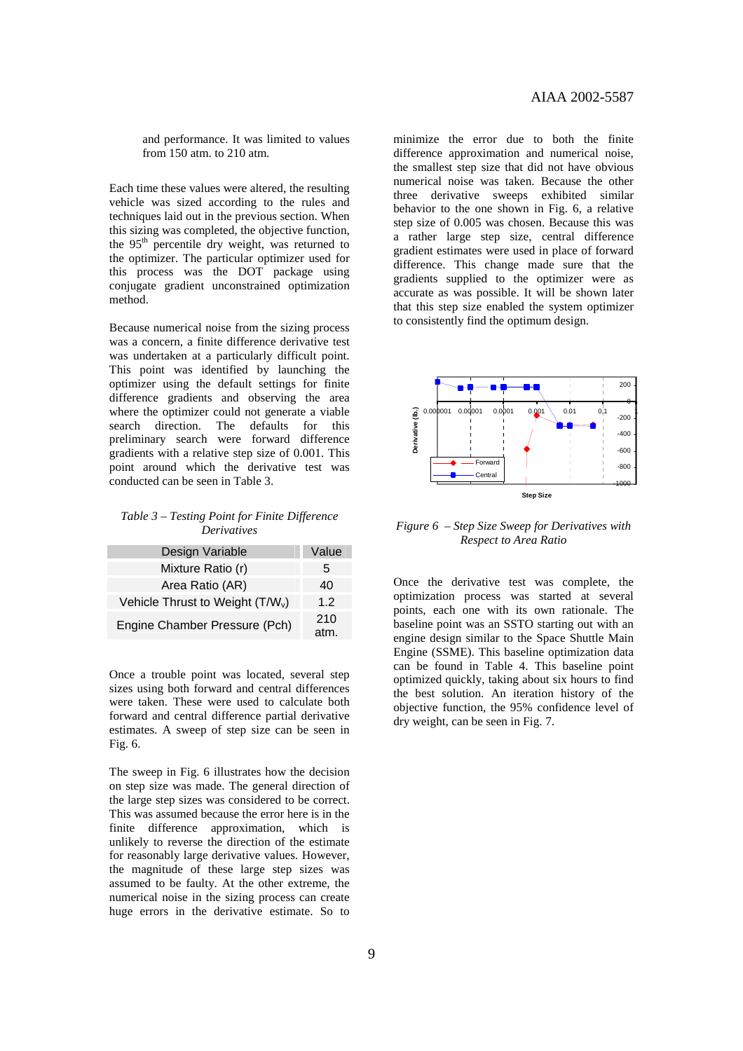and performance. It was limited to values from 150 atm. to 210 atm.

Each time these values were altered, the resulting vehicle was sized according to the rules and techniques laid out in the previous section. When this sizing was completed, the objective function, the 95[th] percentile dry weight, was returned to the optimizer. The particular optimizer used for this process was the DOT package using conjugate gradient unconstrained optimization method.

Because numerical noise from the sizing process was a concern, a finite difference derivative test was undertaken at a particularly difficult point. This point was identified by launching the optimizer using the default settings for finite difference gradients and observing the area where the optimizer could not generate a viable search direction. The defaults for this preliminary search were forward difference gradients with a relative step size of 0.001. This point around which the derivative test was conducted can be seen in Table 3.

*Table 3 – Testing Point for Finite Difference Derivatives*

| Design Variable | Value |
|---|---|
| Mixture Ratio (r) | 5 |
| Area Ratio (AR) | 40 |
| Vehicle Thrust to Weight ($T/W_v$) | 1.2 |
| Engine Chamber Pressure (Pch) | 210 atm. |

Once a trouble point was located, several step sizes using both forward and central differences were taken. These were used to calculate both forward and central difference partial derivative estimates. A sweep of step size can be seen in Fig. 6.

The sweep in Fig. 6 illustrates how the decision on step size was made. The general direction of the large step sizes was considered to be correct. This was assumed because the error here is in the finite difference approximation, which is unlikely to reverse the direction of the estimate for reasonably large derivative values. However, the magnitude of these large step sizes was assumed to be faulty. At the other extreme, the numerical noise in the sizing process can create huge errors in the derivative estimate. So to minimize the error due to both the finite difference approximation and numerical noise, the smallest step size that did not have obvious numerical noise was taken. Because the other three derivative sweeps exhibited similar behavior to the one shown in Fig. 6, a relative step size of 0.005 was chosen. Because this was a rather large step size, central difference gradient estimates were used in place of forward difference. This change made sure that the gradients supplied to the optimizer were as accurate as was possible. It will be shown later that this step size enabled the system optimizer to consistently find the optimum design.

*Figure 6 – Step Size Sweep for Derivatives with Respect to Area Ratio*

Once the derivative test was complete, the optimization process was started at several points, each one with its own rationale. The baseline point was an SSTO starting out with an engine design similar to the Space Shuttle Main Engine (SSME). This baseline optimization data can be found in Table 4. This baseline point optimized quickly, taking about six hours to find the best solution. An iteration history of the objective function, the 95% confidence level of dry weight, can be seen in Fig. 7.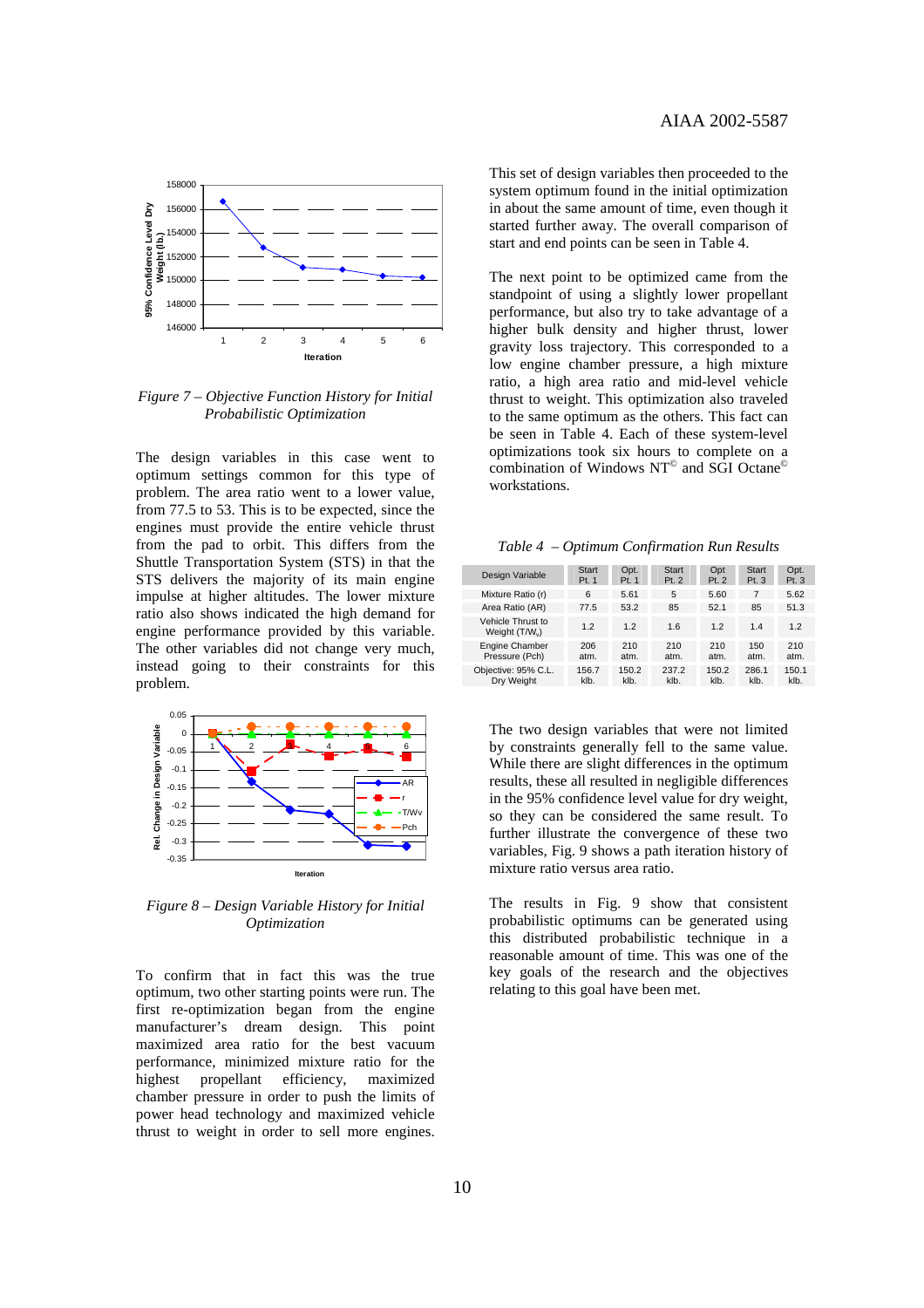*Figure 7 – Objective Function History for Initial Probabilistic Optimization*

The design variables in this case went to optimum settings common for this type of problem. The area ratio went to a lower value, from 77.5 to 53. This is to be expected, since the engines must provide the entire vehicle thrust from the pad to orbit. This differs from the Shuttle Transportation System (STS) in that the STS delivers the majority of its main engine impulse at higher altitudes. The lower mixture ratio also shows indicated the high demand for engine performance provided by this variable. The other variables did not change very much, instead going to their constraints for this problem.

*Figure 8 – Design Variable History for Initial Optimization*

To confirm that in fact this was the true optimum, two other starting points were run. The first re-optimization began from the engine manufacturer's dream design. This point maximized area ratio for the best vacuum performance, minimized mixture ratio for the highest propellant efficiency, maximized chamber pressure in order to push the limits of power head technology and maximized vehicle thrust to weight in order to sell more engines.

This set of design variables then proceeded to the system optimum found in the initial optimization in about the same amount of time, even though it started further away. The overall comparison of start and end points can be seen in Table 4.

The next point to be optimized came from the standpoint of using a slightly lower propellant performance, but also try to take advantage of a higher bulk density and higher thrust, lower gravity loss trajectory. This corresponded to a low engine chamber pressure, a high mixture ratio, a high area ratio and mid-level vehicle thrust to weight. This optimization also traveled to the same optimum as the others. This fact can be seen in Table 4. Each of these system-level optimizations took six hours to complete on a combination of Windows NT© and SGI Octane© workstations.

*Table 4 – Optimum Confirmation Run Results*

| Design Variable | Start Pt. 1 | Opt. Pt. 1 | Start Pt. 2 | Opt Pt. 2 | Start Pt. 3 | Opt. Pt. 3 |
|---|---|---|---|---|---|---|
| Mixture Ratio (r) | 6 | 5.61 | 5 | 5.60 | 7 | 5.62 |
| Area Ratio (AR) | 77.5 | 53.2 | 85 | 52.1 | 85 | 51.3 |
| Vehicle Thrust to Weight ($T/W_v$) | 1.2 | 1.2 | 1.6 | 1.2 | 1.4 | 1.2 |
| Engine Chamber Pressure (Pch) | 206 atm. | 210 atm. | 210 atm. | 210 atm. | 150 atm. | 210 atm. |
| Objective: 95% C.L. Dry Weight | 156.7 klb. | 150.2 klb. | 237.2 klb. | 150.2 klb. | 286.1 klb. | 150.1 klb. |

The two design variables that were not limited by constraints generally fell to the same value. While there are slight differences in the optimum results, these all resulted in negligible differences in the 95% confidence level value for dry weight, so they can be considered the same result. To further illustrate the convergence of these two variables, Fig. 9 shows a path iteration history of mixture ratio versus area ratio.

The results in Fig. 9 show that consistent probabilistic optimums can be generated using this distributed probabilistic technique in a reasonable amount of time. This was one of the key goals of the research and the objectives relating to this goal have been met.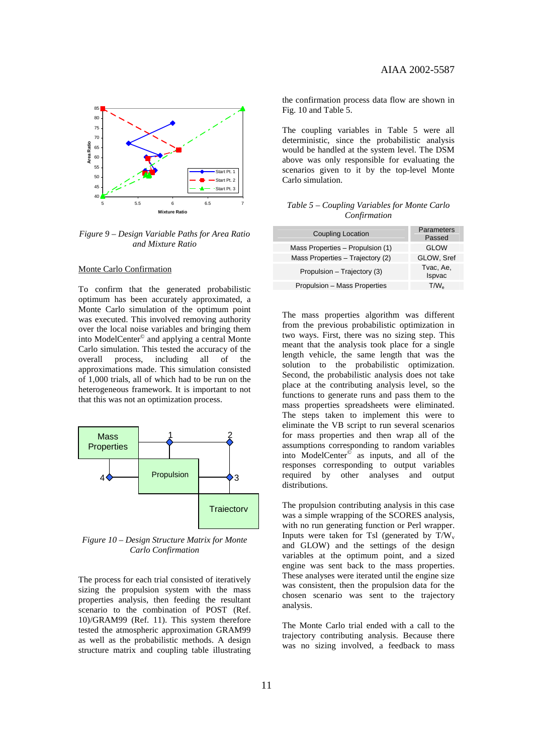Figure 9 – Design Variable Paths for Area Ratio and Mixture Ratio

Monte Carlo Confirmation

To confirm that the generated probabilistic optimum has been accurately approximated, a Monte Carlo simulation of the optimum point was executed. This involved removing authority over the local noise variables and bringing them into ModelCenter© and applying a central Monte Carlo simulation. This tested the accuracy of the overall process, including all of the approximations made. This simulation consisted of 1,000 trials, all of which had to be run on the heterogeneous framework. It is important to not that this was not an optimization process.

Figure 10 – Design Structure Matrix for Monte Carlo Confirmation

The process for each trial consisted of iteratively sizing the propulsion system with the mass properties analysis, then feeding the resultant scenario to the combination of POST (Ref. 10)/GRAM99 (Ref. 11). This system therefore tested the atmospheric approximation GRAM99 as well as the probabilistic methods. A design structure matrix and coupling table illustrating the confirmation process data flow are shown in Fig. 10 and Table 5.

The coupling variables in Table 5 were all deterministic, since the probabilistic analysis would be handled at the system level. The DSM above was only responsible for evaluating the scenarios given to it by the top-level Monte Carlo simulation.

*Table 5 – Coupling Variables for Monte Carlo Confirmation*

| Coupling Location | Parameters Passed |
|---|---|
| Mass Properties – Propulsion (1) | GLOW |
| Mass Properties – Trajectory (2) | GLOW, Sref |
| Propulsion – Trajectory (3) | Tvac, Ae, Ispvac |
| Propulsion – Mass Properties | $T/W_e$ |

The mass properties algorithm was different from the previous probabilistic optimization in two ways. First, there was no sizing step. This meant that the analysis took place for a single length vehicle, the same length that was the solution to the probabilistic optimization. Second, the probabilistic analysis does not take place at the contributing analysis level, so the functions to generate runs and pass them to the mass properties spreadsheets were eliminated. The steps taken to implement this were to eliminate the VB script to run several scenarios for mass properties and then wrap all of the assumptions corresponding to random variables into ModelCenter© as inputs, and all of the responses corresponding to output variables required by other analyses and output distributions.

The propulsion contributing analysis in this case was a simple wrapping of the SCORES analysis, with no run generating function or Perl wrapper. Inputs were taken for Tsl (generated by $T/W_v$ and GLOW) and the settings of the design variables at the optimum point, and a sized engine was sent back to the mass properties. These analyses were iterated until the engine size was consistent, then the propulsion data for the chosen scenario was sent to the trajectory analysis.

The Monte Carlo trial ended with a call to the trajectory contributing analysis. Because there was no sizing involved, a feedback to mass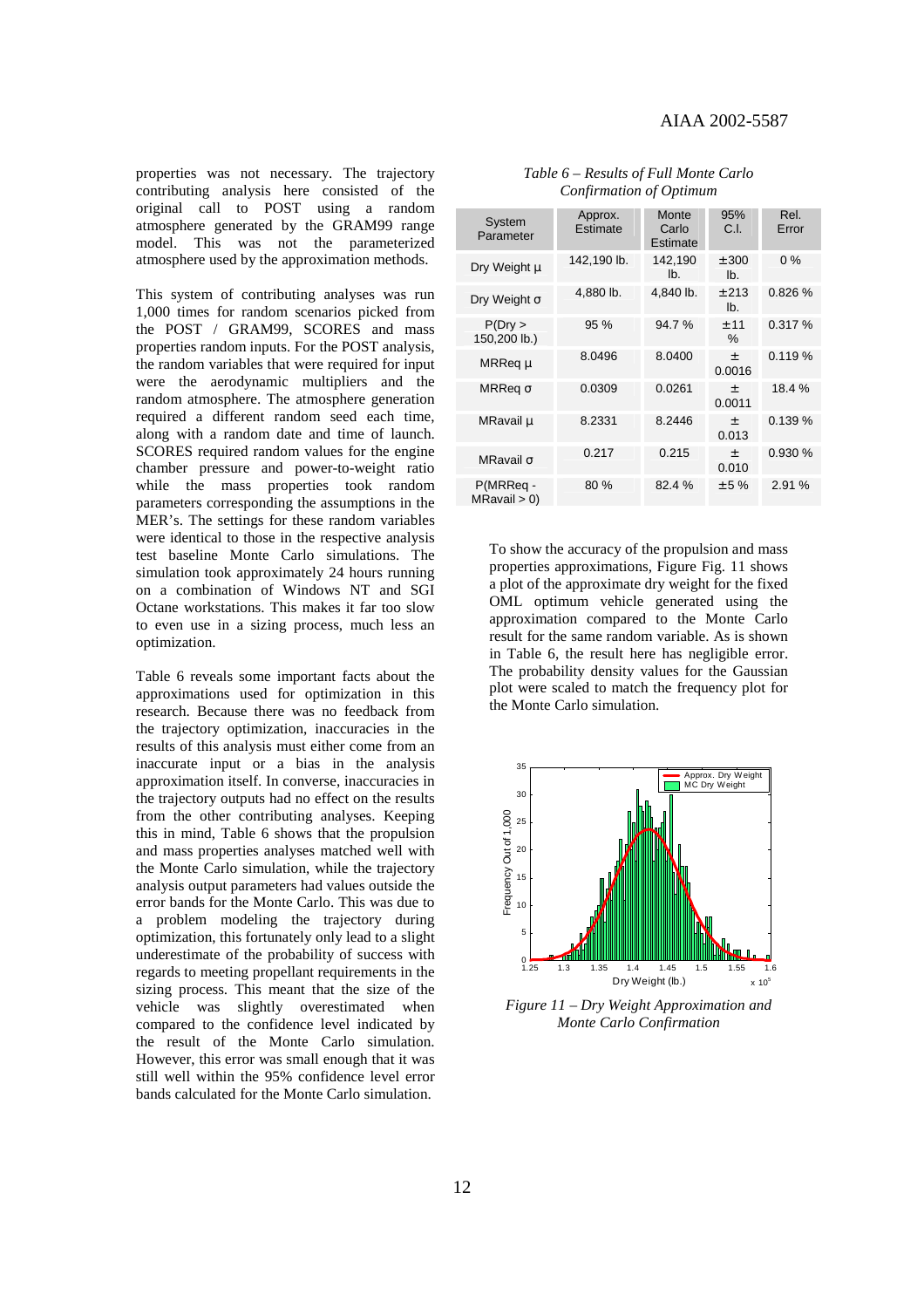properties was not necessary. The trajectory contributing analysis here consisted of the original call to POST using a random atmosphere generated by the GRAM99 range model. This was not the parameterized atmosphere used by the approximation methods.

This system of contributing analyses was run 1,000 times for random scenarios picked from the POST / GRAM99, SCORES and mass properties random inputs. For the POST analysis, the random variables that were required for input were the aerodynamic multipliers and the random atmosphere. The atmosphere generation required a different random seed each time, along with a random date and time of launch. SCORES required random values for the engine chamber pressure and power-to-weight ratio while the mass properties took random parameters corresponding the assumptions in the MER's. The settings for these random variables were identical to those in the respective analysis test baseline Monte Carlo simulations. The simulation took approximately 24 hours running on a combination of Windows NT and SGI Octane workstations. This makes it far too slow to even use in a sizing process, much less an optimization.

Table 6 reveals some important facts about the approximations used for optimization in this research. Because there was no feedback from the trajectory optimization, inaccuracies in the results of this analysis must either come from an inaccurate input or a bias in the analysis approximation itself. In converse, inaccuracies in the trajectory outputs had no effect on the results from the other contributing analyses. Keeping this in mind, Table 6 shows that the propulsion and mass properties analyses matched well with the Monte Carlo simulation, while the trajectory analysis output parameters had values outside the error bands for the Monte Carlo. This was due to a problem modeling the trajectory during optimization, this fortunately only lead to a slight underestimate of the probability of success with regards to meeting propellant requirements in the sizing process. This meant that the size of the vehicle was slightly overestimated when compared to the confidence level indicated by the result of the Monte Carlo simulation. However, this error was small enough that it was still well within the 95% confidence level error bands calculated for the Monte Carlo simulation.

*Table 6 – Results of Full Monte Carlo Confirmation of Optimum*

| System Parameter | Approx. Estimate | Monte Carlo Estimate | 95% C.I. | Rel. Error |
|---|---|---|---|---|
| Dry Weight μ | 142,190 lb. | 142,190 lb. | ±300 lb. | 0 % |
| Dry Weight σ | 4,880 lb. | 4,840 lb. | ±213 lb. | 0.826 % |
| P(Dry > 150,200 lb.) | 95 % | 94.7 % | ±11 % | 0.317 % |
| MRReq μ | 8.0496 | 8.0400 | ± 0.0016 | 0.119 % |
| MRReq σ | 0.0309 | 0.0261 | ± 0.0011 | 18.4 % |
| MRavail μ | 8.2331 | 8.2446 | ± 0.013 | 0.139 % |
| MRavail σ | 0.217 | 0.215 | ± 0.010 | 0.930 % |
| P(MRReq - MRavail > 0) | 80 % | 82.4 % | ±5 % | 2.91 % |

To show the accuracy of the propulsion and mass properties approximations, Figure Fig. 11 shows a plot of the approximate dry weight for the fixed OML optimum vehicle generated using the approximation compared to the Monte Carlo result for the same random variable. As is shown in Table 6, the result here has negligible error. The probability density values for the Gaussian plot were scaled to match the frequency plot for the Monte Carlo simulation.

*Figure 11 – Dry Weight Approximation and Monte Carlo Confirmation*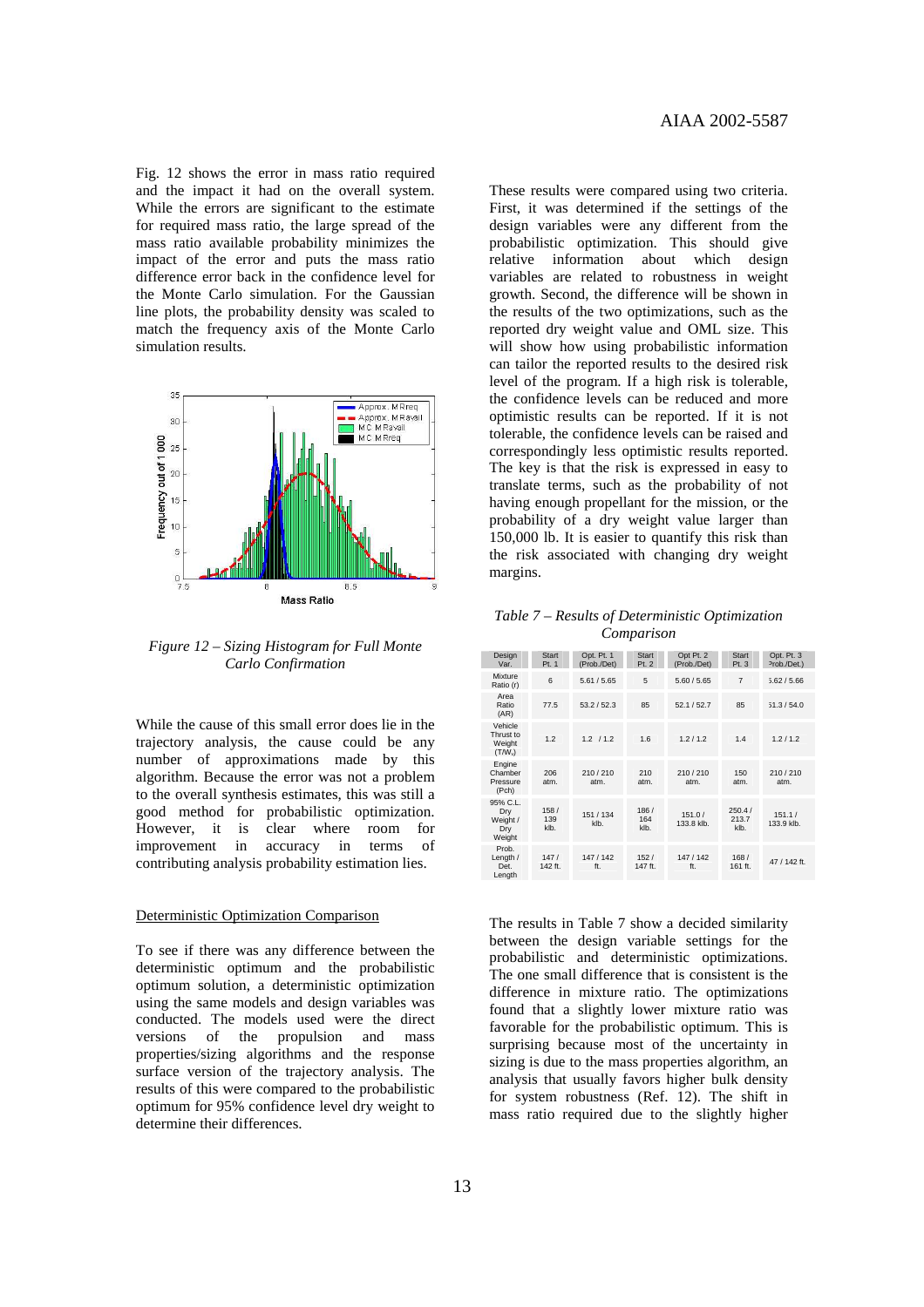Fig. 12 shows the error in mass ratio required and the impact it had on the overall system. While the errors are significant to the estimate for required mass ratio, the large spread of the mass ratio available probability minimizes the impact of the error and puts the mass ratio difference error back in the confidence level for the Monte Carlo simulation. For the Gaussian line plots, the probability density was scaled to match the frequency axis of the Monte Carlo simulation results.

35
30
25
20
15
10
5
0
7.5
8
8.5
9
Frequency out of 1 000
Mass Ratio
Approx. M Rreq
Approx. M Ravail
M.C. M Ravail
M.C. M Rreq

*Figure 12 – Sizing Histogram for Full Monte Carlo Confirmation*

While the cause of this small error does lie in the trajectory analysis, the cause could be any number of approximations made by this algorithm. Because the error was not a problem to the overall synthesis estimates, this was still a good method for probabilistic optimization. However, it is clear where room for improvement in accuracy in terms of contributing analysis probability estimation lies.

Deterministic Optimization Comparison

To see if there was any difference between the deterministic optimum and the probabilistic optimum solution, a deterministic optimization using the same models and design variables was conducted. The models used were the direct versions of the propulsion and mass properties/sizing algorithms and the response surface version of the trajectory analysis. The results of this were compared to the probabilistic optimum for 95% confidence level dry weight to determine their differences.

These results were compared using two criteria. First, it was determined if the settings of the design variables were any different from the probabilistic optimization. This should give relative information about which design variables are related to robustness in weight growth. Second, the difference will be shown in the results of the two optimizations, such as the reported dry weight value and OML size. This will show how using probabilistic information can tailor the reported results to the desired risk level of the program. If a high risk is tolerable, the confidence levels can be reduced and more optimistic results can be reported. If it is not tolerable, the confidence levels can be raised and correspondingly less optimistic results reported. The key is that the risk is expressed in easy to translate terms, such as the probability of not having enough propellant for the mission, or the probability of a dry weight value larger than 150,000 lb. It is easier to quantify this risk than the risk associated with changing dry weight margins.

*Table 7 – Results of Deterministic Optimization Comparison*

| Design Var. | Start Pt. 1 | Opt. Pt. 1 (Prob./Det) | Start Pt. 2 | Opt Pt. 2 (Prob./Det) | Start Pt. 3 | Opt. Pt. 3 (Prob./Det.) |
|---|---|---|---|---|---|---|
| Mixture Ratio (r) | 6 | 5.61 / 5.65 | 5 | 5.60 / 5.65 | 7 | 5.62 / 5.66 |
| Area Ratio (AR) | 77.5 | 53.2 / 52.3 | 85 | 52.1 / 52.7 | 85 | 51.3 / 54.0 |
| Vehicle Thrust to Weight ($T/W_o$) | 1.2 | 1.2 / 1.2 | 1.6 | 1.2 / 1.2 | 1.4 | 1.2 / 1.2 |
| Engine Chamber Pressure (Pch) | 206 atm. | 210 / 210 atm. | 210 atm. | 210 / 210 atm. | 150 atm. | 210 / 210 atm. |
| 95% C.L. Dry Weight / Dry Weight | 158 / 139 klb. | 151 / 134 klb. | 186 / 164 klb. | 151.0 / 133.8 klb. | 250.4 / 213.7 klb. | 151.1 / 133.9 klb. |
| Prob. Length / Det. Length | 147 / 142 ft. | 147 / 142 ft. | 152 / 147 ft. | 147 / 142 ft. | 168 / 161 ft. | 147 / 142 ft. |

The results in Table 7 show a decided similarity between the design variable settings for the probabilistic and deterministic optimizations. The one small difference that is consistent is the difference in mixture ratio. The optimizations found that a slightly lower mixture ratio was favorable for the probabilistic optimum. This is surprising because most of the uncertainty in sizing is due to the mass properties algorithm, an analysis that usually favors higher bulk density for system robustness (Ref. 12). The shift in mass ratio required due to the slightly higher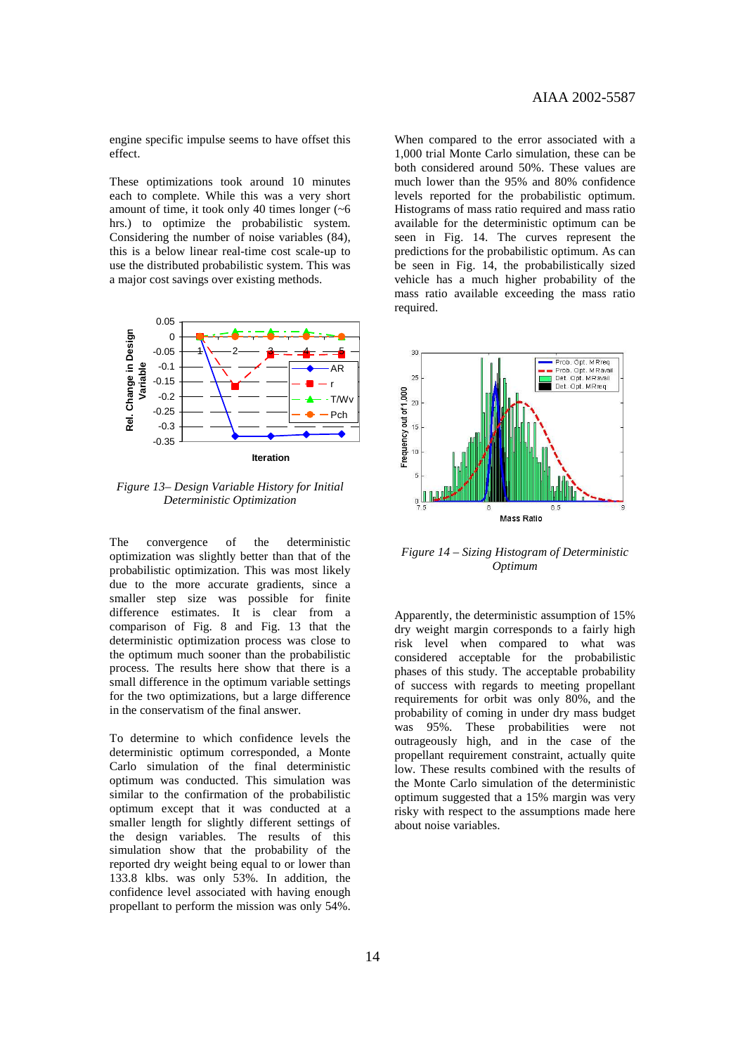engine specific impulse seems to have offset this effect.

These optimizations took around 10 minutes each to complete. While this was a very short amount of time, it took only 40 times longer (~6 hrs.) to optimize the probabilistic system. Considering the number of noise variables (84), this is a below linear real-time cost scale-up to use the distributed probabilistic system. This was a major cost savings over existing methods.

*Figure 13– Design Variable History for Initial Deterministic Optimization*

The convergence of the deterministic optimization was slightly better than that of the probabilistic optimization. This was most likely due to the more accurate gradients, since a smaller step size was possible for finite difference estimates. It is clear from a comparison of Fig. 8 and Fig. 13 that the deterministic optimization process was close to the optimum much sooner than the probabilistic process. The results here show that there is a small difference in the optimum variable settings for the two optimizations, but a large difference in the conservatism of the final answer.

To determine to which confidence levels the deterministic optimum corresponded, a Monte Carlo simulation of the final deterministic optimum was conducted. This simulation was similar to the confirmation of the probabilistic optimum except that it was conducted at a smaller length for slightly different settings of the design variables. The results of this simulation show that the probability of the reported dry weight being equal to or lower than 133.8 klbs. was only 53%. In addition, the confidence level associated with having enough propellant to perform the mission was only 54%.

When compared to the error associated with a 1,000 trial Monte Carlo simulation, these can be both considered around 50%. These values are much lower than the 95% and 80% confidence levels reported for the probabilistic optimum. Histograms of mass ratio required and mass ratio available for the deterministic optimum can be seen in Fig. 14. The curves represent the predictions for the probabilistic optimum. As can be seen in Fig. 14, the probabilistically sized vehicle has a much higher probability of the mass ratio available exceeding the mass ratio required.

*Figure 14 – Sizing Histogram of Deterministic Optimum*

Apparently, the deterministic assumption of 15% dry weight margin corresponds to a fairly high risk level when compared to what was considered acceptable for the probabilistic phases of this study. The acceptable probability of success with regards to meeting propellant requirements for orbit was only 80%, and the probability of coming in under dry mass budget was 95%. These probabilities were not outrageously high, and in the case of the propellant requirement constraint, actually quite low. These results combined with the results of the Monte Carlo simulation of the deterministic optimum suggested that a 15% margin was very risky with respect to the assumptions made here about noise variables.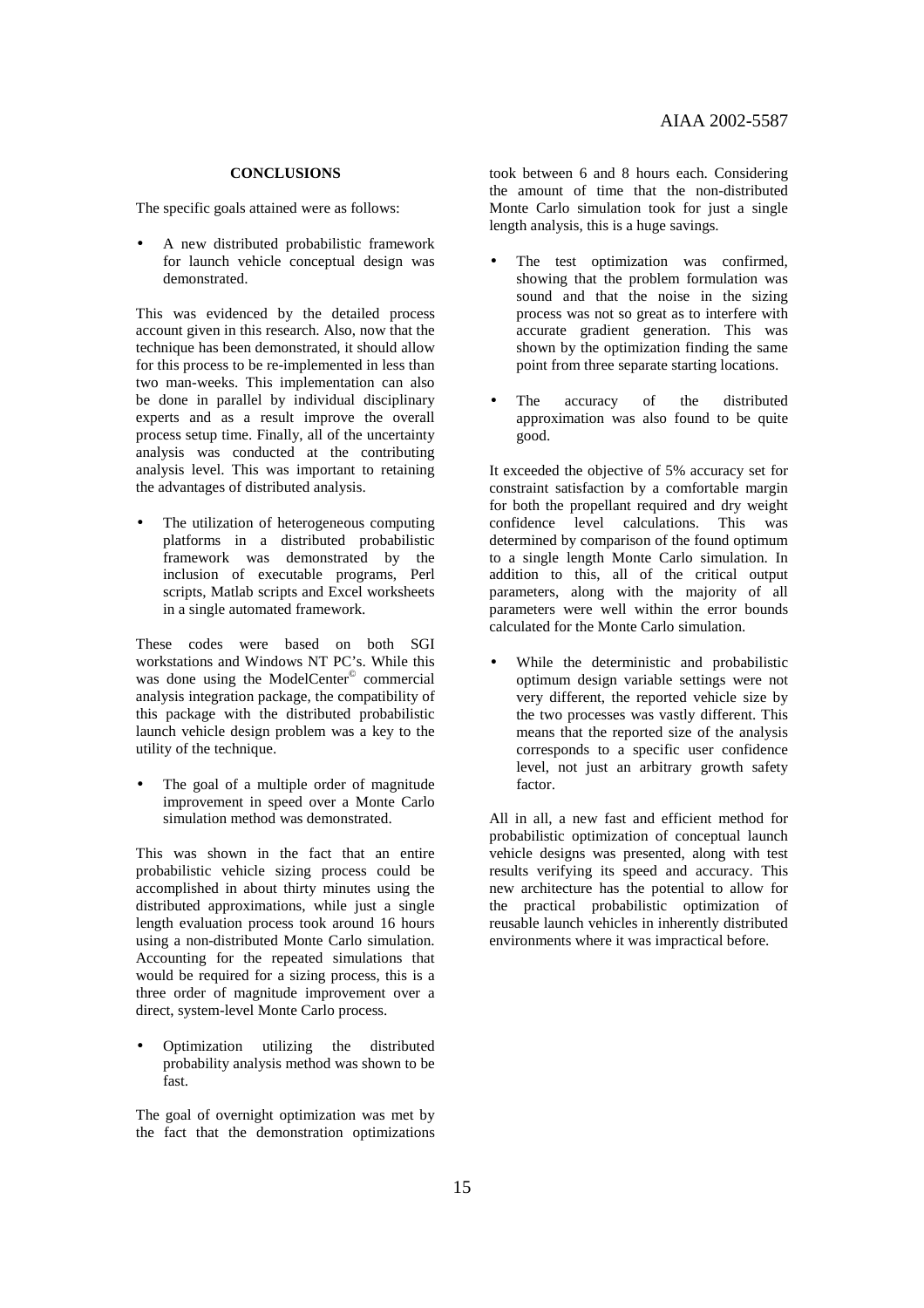## CONCLUSIONS

The specific goals attained were as follows:

- A new distributed probabilistic framework for launch vehicle conceptual design was demonstrated.

This was evidenced by the detailed process account given in this research. Also, now that the technique has been demonstrated, it should allow for this process to be re-implemented in less than two man-weeks. This implementation can also be done in parallel by individual disciplinary experts and as a result improve the overall process setup time. Finally, all of the uncertainty analysis was conducted at the contributing analysis level. This was important to retaining the advantages of distributed analysis.

- The utilization of heterogeneous computing platforms in a distributed probabilistic framework was demonstrated by the inclusion of executable programs, Perl scripts, Matlab scripts and Excel worksheets in a single automated framework.

These codes were based on both SGI workstations and Windows NT PC's. While this was done using the ModelCenter© commercial analysis integration package, the compatibility of this package with the distributed probabilistic launch vehicle design problem was a key to the utility of the technique.

- The goal of a multiple order of magnitude improvement in speed over a Monte Carlo simulation method was demonstrated.

This was shown in the fact that an entire probabilistic vehicle sizing process could be accomplished in about thirty minutes using the distributed approximations, while just a single length evaluation process took around 16 hours using a non-distributed Monte Carlo simulation. Accounting for the repeated simulations that would be required for a sizing process, this is a three order of magnitude improvement over a direct, system-level Monte Carlo process.

- Optimization utilizing the distributed probability analysis method was shown to be fast.

The goal of overnight optimization was met by the fact that the demonstration optimizations took between 6 and 8 hours each. Considering the amount of time that the non-distributed Monte Carlo simulation took for just a single length analysis, this is a huge savings.

- The test optimization was confirmed, showing that the problem formulation was sound and that the noise in the sizing process was not so great as to interfere with accurate gradient generation. This was shown by the optimization finding the same point from three separate starting locations.

- The accuracy of the distributed approximation was also found to be quite good.

It exceeded the objective of 5% accuracy set for constraint satisfaction by a comfortable margin for both the propellant required and dry weight confidence level calculations. This was determined by comparison of the found optimum to a single length Monte Carlo simulation. In addition to this, all of the critical output parameters, along with the majority of all parameters were well within the error bounds calculated for the Monte Carlo simulation.

- While the deterministic and probabilistic optimum design variable settings were not very different, the reported vehicle size by the two processes was vastly different. This means that the reported size of the analysis corresponds to a specific user confidence level, not just an arbitrary growth safety factor.

All in all, a new fast and efficient method for probabilistic optimization of conceptual launch vehicle designs was presented, along with test results verifying its speed and accuracy. This new architecture has the potential to allow for the practical probabilistic optimization of reusable launch vehicles in inherently distributed environments where it was impractical before.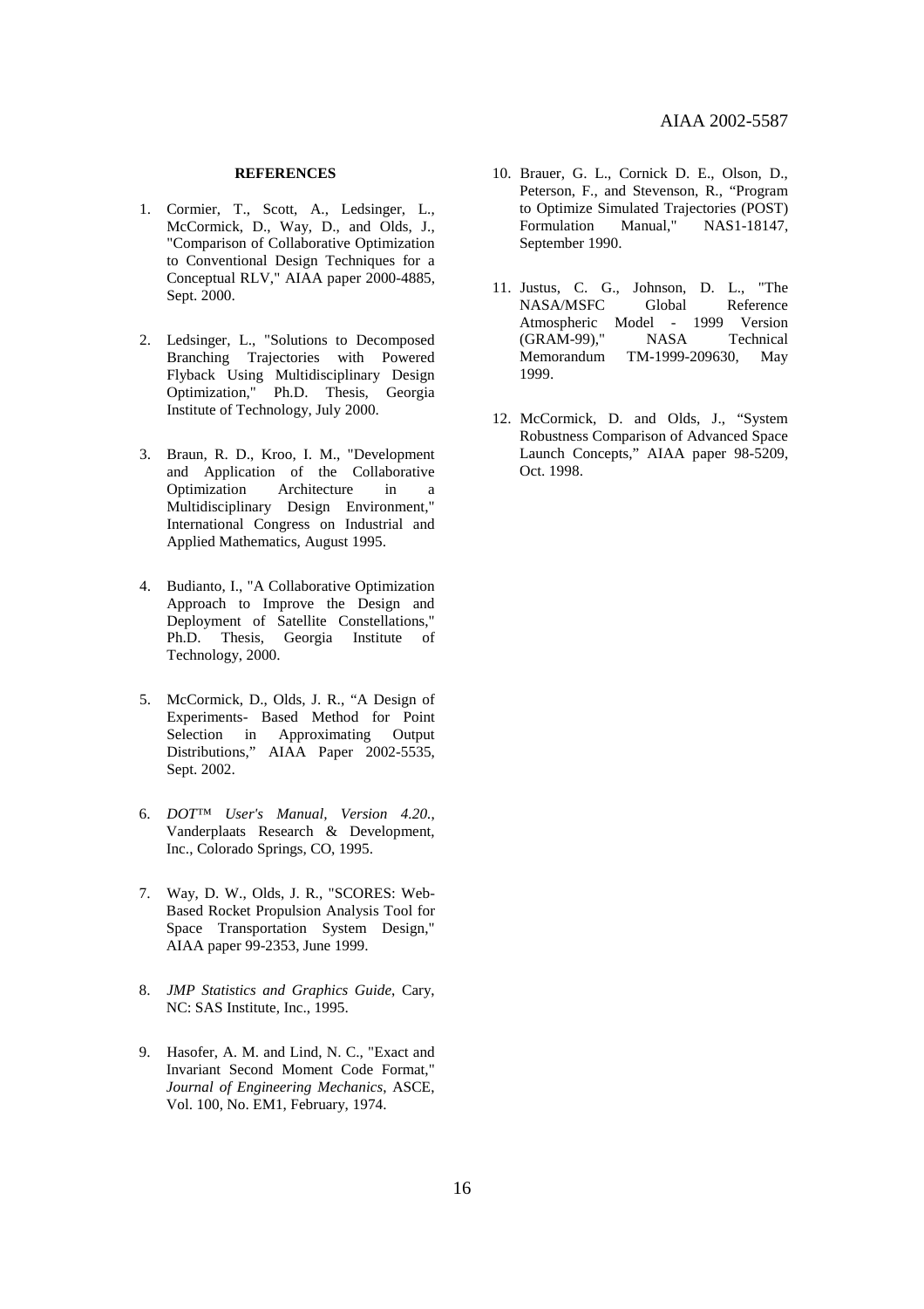## REFERENCES

1. Cormier, T., Scott, A., Ledsinger, L., McCormick, D., Way, D., and Olds, J., "Comparison of Collaborative Optimization to Conventional Design Techniques for a Conceptual RLV," AIAA paper 2000-4885, Sept. 2000.

2. Ledsinger, L., "Solutions to Decomposed Branching Trajectories with Powered Flyback Using Multidisciplinary Design Optimization," Ph.D. Thesis, Georgia Institute of Technology, July 2000.

3. Braun, R. D., Kroo, I. M., "Development and Application of the Collaborative Optimization Architecture in a Multidisciplinary Design Environment," International Congress on Industrial and Applied Mathematics, August 1995.

4. Budianto, I., "A Collaborative Optimization Approach to Improve the Design and Deployment of Satellite Constellations," Ph.D. Thesis, Georgia Institute of Technology, 2000.

5. McCormick, D., Olds, J. R., "A Design of Experiments- Based Method for Point Selection in Approximating Output Distributions," AIAA Paper 2002-5535, Sept. 2002.

6. *DOT™ User's Manual, Version 4.20.*, Vanderplaats Research & Development, Inc., Colorado Springs, CO, 1995.

7. Way, D. W., Olds, J. R., "SCORES: Web-Based Rocket Propulsion Analysis Tool for Space Transportation System Design," AIAA paper 99-2353, June 1999.

8. *JMP Statistics and Graphics Guide*, Cary, NC: SAS Institute, Inc., 1995.

9. Hasofer, A. M. and Lind, N. C., "Exact and Invariant Second Moment Code Format," *Journal of Engineering Mechanics*, ASCE, Vol. 100, No. EM1, February, 1974.

10. Brauer, G. L., Cornick D. E., Olson, D., Peterson, F., and Stevenson, R., "Program to Optimize Simulated Trajectories (POST) Formulation Manual," NAS1-18147, September 1990.

11. Justus, C. G., Johnson, D. L., "The NASA/MSFC Global Reference Atmospheric Model - 1999 Version (GRAM-99)," NASA Technical Memorandum TM-1999-209630, May 1999.

12. McCormick, D. and Olds, J., "System Robustness Comparison of Advanced Space Launch Concepts," AIAA paper 98-5209, Oct. 1998.